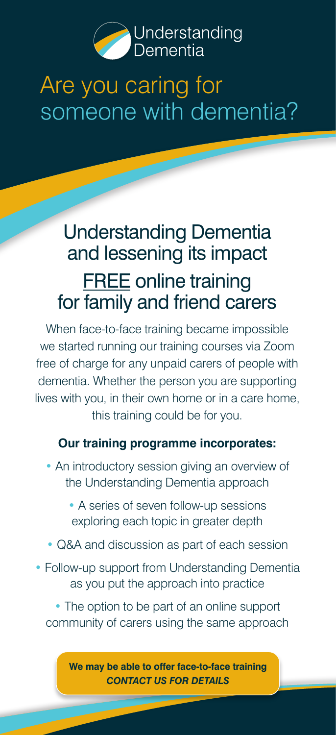Understanding Dementia

# Are you caring for someone with dementia?

## Understanding Dementia and lessening its impact

## FREE online training for family and friend carers

When face-to-face training became impossible we started running our training courses via Zoom free of charge for any unpaid carers of people with dementia. Whether the person you are supporting lives with you, in their own home or in a care home, this training could be for you.

**Our training programme incorporates:**

- An introductory session giving an overview of the Understanding Dementia approach
- A series of seven follow-up sessions exploring each topic in greater depth
- Q&A and discussion as part of each session
- Follow-up support from Understanding Dementia as you put the approach into practice
- The option to be part of an online support community of carers using the same approach

**We may be able to offer face-to-face training**
***CONTACT US FOR DETAILS***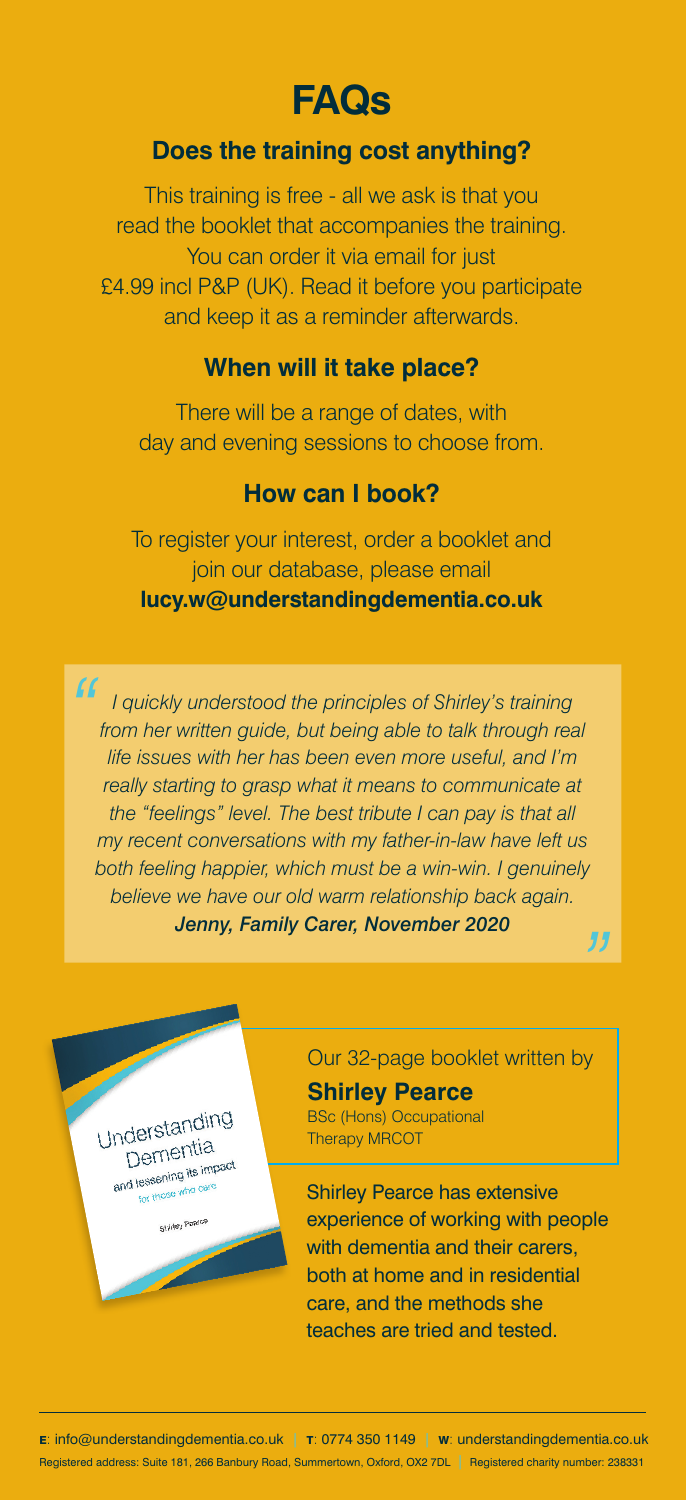# FAQs

## Does the training cost anything?

This training is free - all we ask is that you read the booklet that accompanies the training. You can order it via email for just £4.99 incl P&P (UK). Read it before you participate and keep it as a reminder afterwards.

## When will it take place?

There will be a range of dates, with day and evening sessions to choose from.

## How can I book?

To register your interest, order a booklet and join our database, please email **lucy.w@understandingdementia.co.uk**

> *I quickly understood the principles of Shirley's training from her written guide, but being able to talk through real life issues with her has been even more useful, and I'm really starting to grasp what it means to communicate at the "feelings" level. The best tribute I can pay is that all my recent conversations with my father-in-law have left us both feeling happier, which must be a win-win. I genuinely believe we have our old warm relationship back again.*
>
> ***Jenny, Family Carer, November 2020***

Understanding Dementia and lessening its impact for those who care

Shirley Pearce

Our 32-page booklet written by

**Shirley Pearce**

BSc (Hons) Occupational Therapy MRCOT

Shirley Pearce has extensive experience of working with people with dementia and their carers, both at home and in residential care, and the methods she teaches are tried and tested.

**E**: info@understandingdementia.co.uk | **T**: 0774 350 1149 | **W**: understandingdementia.co.uk

Registered address: Suite 181, 266 Banbury Road, Summertown, Oxford, OX2 7DL | Registered charity number: 238331